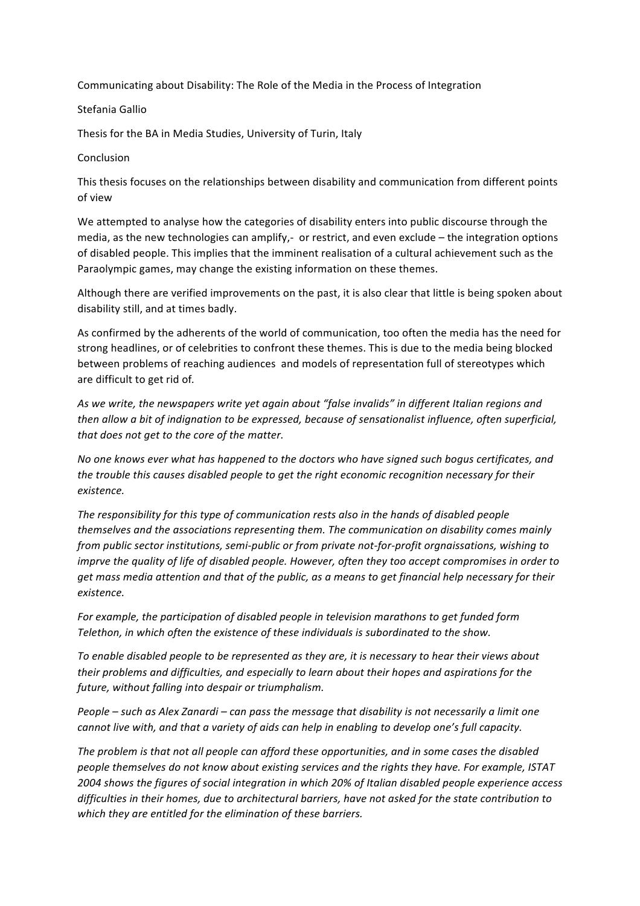Communicating about Disability: The Role of the Media in the Process of Integration

Stefania Gallio

Thesis for the BA in Media Studies, University of Turin, Italy

Conclusion

This thesis focuses on the relationships between disability and communication from different points of view

We attempted to analyse how the categories of disability enters into public discourse through the media, as the new technologies can amplify,- or restrict, and even exclude – the integration options of disabled people. This implies that the imminent realisation of a cultural achievement such as the Paraolympic games, may change the existing information on these themes.

Although there are verified improvements on the past, it is also clear that little is being spoken about disability still, and at times badly.

As confirmed by the adherents of the world of communication, too often the media has the need for strong headlines, or of celebrities to confront these themes. This is due to the media being blocked between problems of reaching audiences and models of representation full of stereotypes which are difficult to get rid of.

*As we write, the newspapers write yet again about "false invalids" in different Italian regions and then allow a bit of indignation to be expressed, because of sensationalist influence, often superficial, that does not get to the core of the matter.*

*No one knows ever what has happened to the doctors who have signed such bogus certificates, and the trouble this causes disabled people to get the right economic recognition necessary for their existence.*

*The responsibility for this type of communication rests also in the hands of disabled people themselves and the associations representing them. The communication on disability comes mainly from public sector institutions, semi-public or from private not-for-profit orgnaissations, wishing to imprve the quality of life of disabled people. However, often they too accept compromises in order to get mass media attention and that of the public, as a means to get financial help necessary for their existence.*

*For example, the participation of disabled people in television marathons to get funded form Telethon, in which often the existence of these individuals is subordinated to the show.*

*To enable disabled people to be represented as they are, it is necessary to hear their views about their problems and difficulties, and especially to learn about their hopes and aspirations for the future, without falling into despair or triumphalism.*

*People – such as Alex Zanardi – can pass the message that disability is not necessarily a limit one cannot live with, and that a variety of aids can help in enabling to develop one's full capacity.*

*The problem is that not all people can afford these opportunities, and in some cases the disabled people themselves do not know about existing services and the rights they have. For example, ISTAT 2004 shows the figures of social integration in which 20% of Italian disabled people experience access difficulties in their homes, due to architectural barriers, have not asked for the state contribution to which they are entitled for the elimination of these barriers.*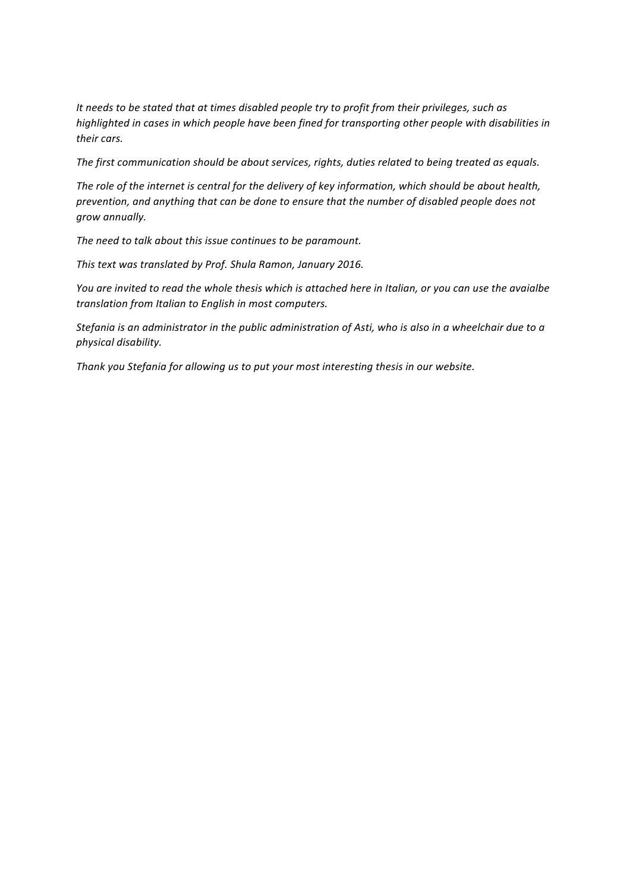*It needs to be stated that at times disabled people try to profit from their privileges, such as highlighted in cases in which people have been fined for transporting other people with disabilities in their cars.*

*The first communication should be about services, rights, duties related to being treated as equals.*

*The role of the internet is central for the delivery of key information, which should be about health, prevention, and anything that can be done to ensure that the number of disabled people does not grow annually.*

*The need to talk about this issue continues to be paramount.*

*This text was translated by Prof. Shula Ramon, January 2016.*

*You are invited to read the whole thesis which is attached here in Italian, or you can use the avaialbe translation from Italian to English in most computers.*

*Stefania is an administrator in the public administration of Asti, who is also in a wheelchair due to a physical disability.*

*Thank you Stefania for allowing us to put your most interesting thesis in our website.*